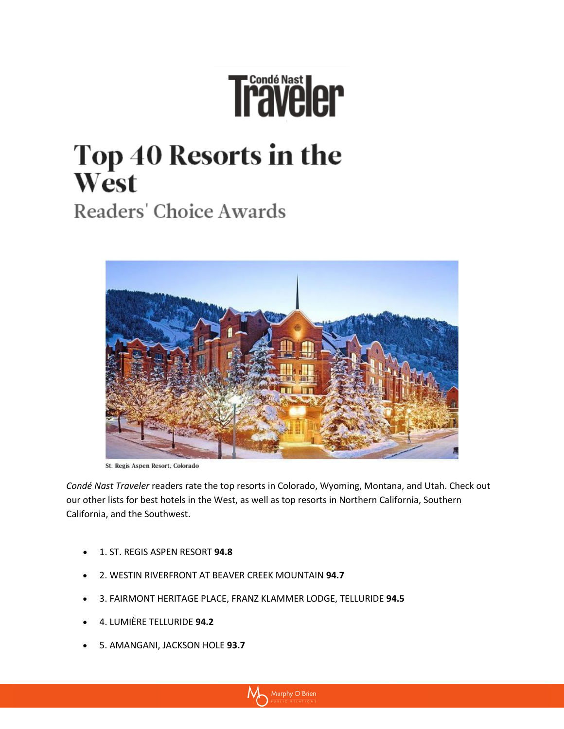Condé Nast Traveler

# Top 40 Resorts in the West

## Readers' Choice Awards

St. Regis Aspen Resort, Colorado

*Condé Nast Traveler* readers rate the top resorts in Colorado, Wyoming, Montana, and Utah. Check out our other lists for best hotels in the West, as well as top resorts in Northern California, Southern California, and the Southwest.

- 1. ST. REGIS ASPEN RESORT **94.8**
- 2. WESTIN RIVERFRONT AT BEAVER CREEK MOUNTAIN **94.7**
- 3. FAIRMONT HERITAGE PLACE, FRANZ KLAMMER LODGE, TELLURIDE **94.5**
- 4. LUMIÈRE TELLURIDE **94.2**
- 5. AMANGANI, JACKSON HOLE **93.7**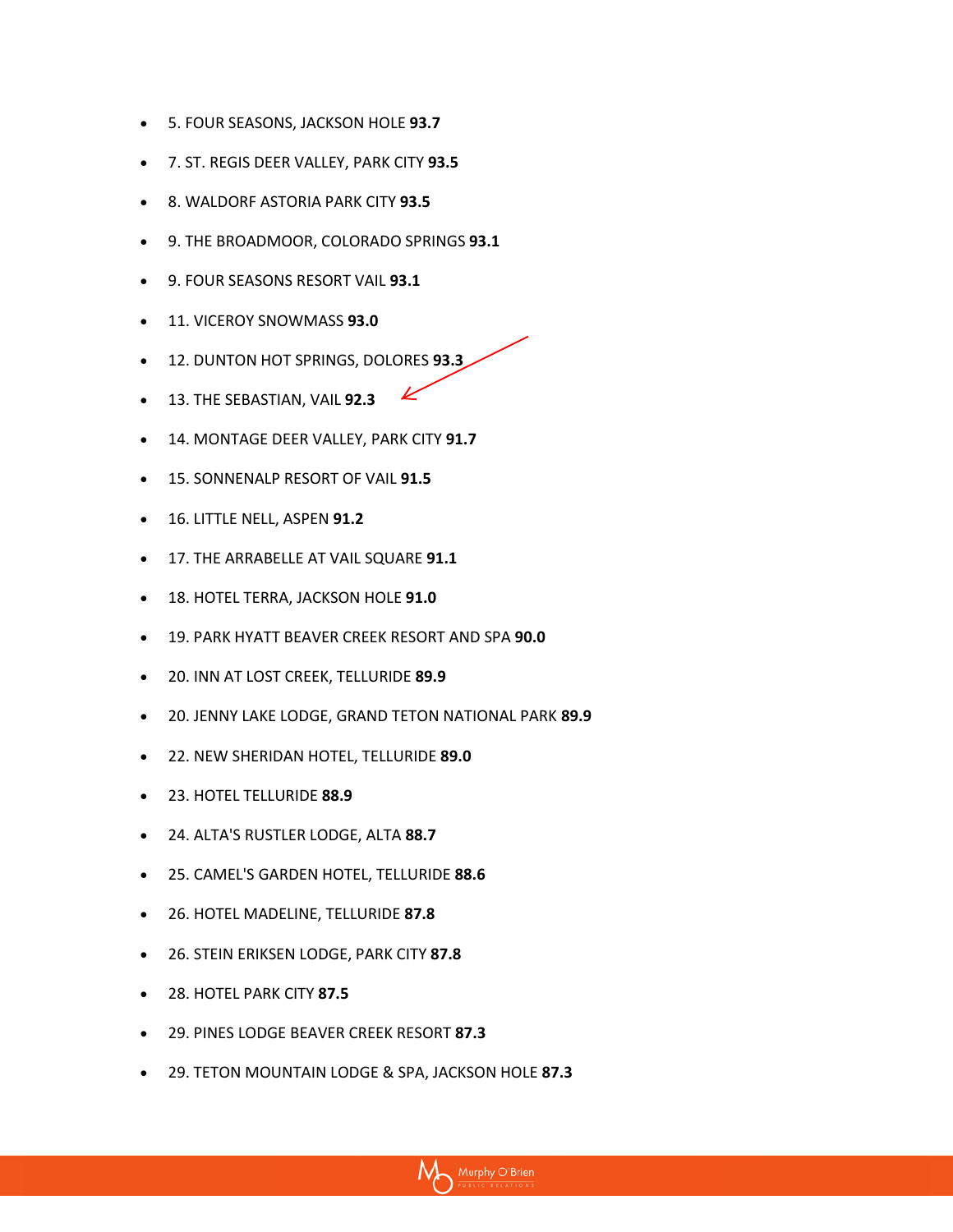- 5. FOUR SEASONS, JACKSON HOLE **93.7**
- 7. ST. REGIS DEER VALLEY, PARK CITY **93.5**
- 8. WALDORF ASTORIA PARK CITY **93.5**
- 9. THE BROADMOOR, COLORADO SPRINGS **93.1**
- 9. FOUR SEASONS RESORT VAIL **93.1**
- 11. VICEROY SNOWMASS **93.0**
- 12. DUNTON HOT SPRINGS, DOLORES **93.3**
- 13. THE SEBASTIAN, VAIL **92.3**
- 14. MONTAGE DEER VALLEY, PARK CITY **91.7**
- 15. SONNENALP RESORT OF VAIL **91.5**
- 16. LITTLE NELL, ASPEN **91.2**
- 17. THE ARRABELLE AT VAIL SQUARE **91.1**
- 18. HOTEL TERRA, JACKSON HOLE **91.0**
- 19. PARK HYATT BEAVER CREEK RESORT AND SPA **90.0**
- 20. INN AT LOST CREEK, TELLURIDE **89.9**
- 20. JENNY LAKE LODGE, GRAND TETON NATIONAL PARK **89.9**
- 22. NEW SHERIDAN HOTEL, TELLURIDE **89.0**
- 23. HOTEL TELLURIDE **88.9**
- 24. ALTA'S RUSTLER LODGE, ALTA **88.7**
- 25. CAMEL'S GARDEN HOTEL, TELLURIDE **88.6**
- 26. HOTEL MADELINE, TELLURIDE **87.8**
- 26. STEIN ERIKSEN LODGE, PARK CITY **87.8**
- 28. HOTEL PARK CITY **87.5**
- 29. PINES LODGE BEAVER CREEK RESORT **87.3**
- 29. TETON MOUNTAIN LODGE & SPA, JACKSON HOLE **87.3**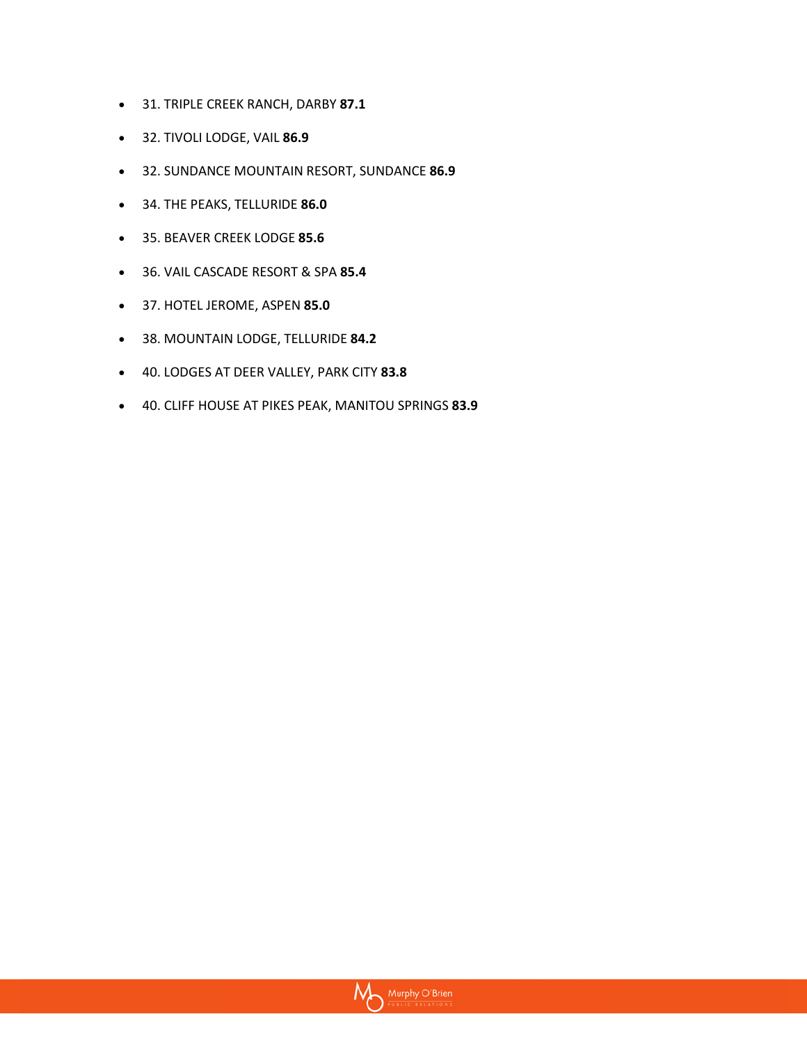- 31. TRIPLE CREEK RANCH, DARBY **87.1**
- 32. TIVOLI LODGE, VAIL **86.9**
- 32. SUNDANCE MOUNTAIN RESORT, SUNDANCE **86.9**
- 34. THE PEAKS, TELLURIDE **86.0**
- 35. BEAVER CREEK LODGE **85.6**
- 36. VAIL CASCADE RESORT & SPA **85.4**
- 37. HOTEL JEROME, ASPEN **85.0**
- 38. MOUNTAIN LODGE, TELLURIDE **84.2**
- 40. LODGES AT DEER VALLEY, PARK CITY **83.8**
- 40. CLIFF HOUSE AT PIKES PEAK, MANITOU SPRINGS **83.9**